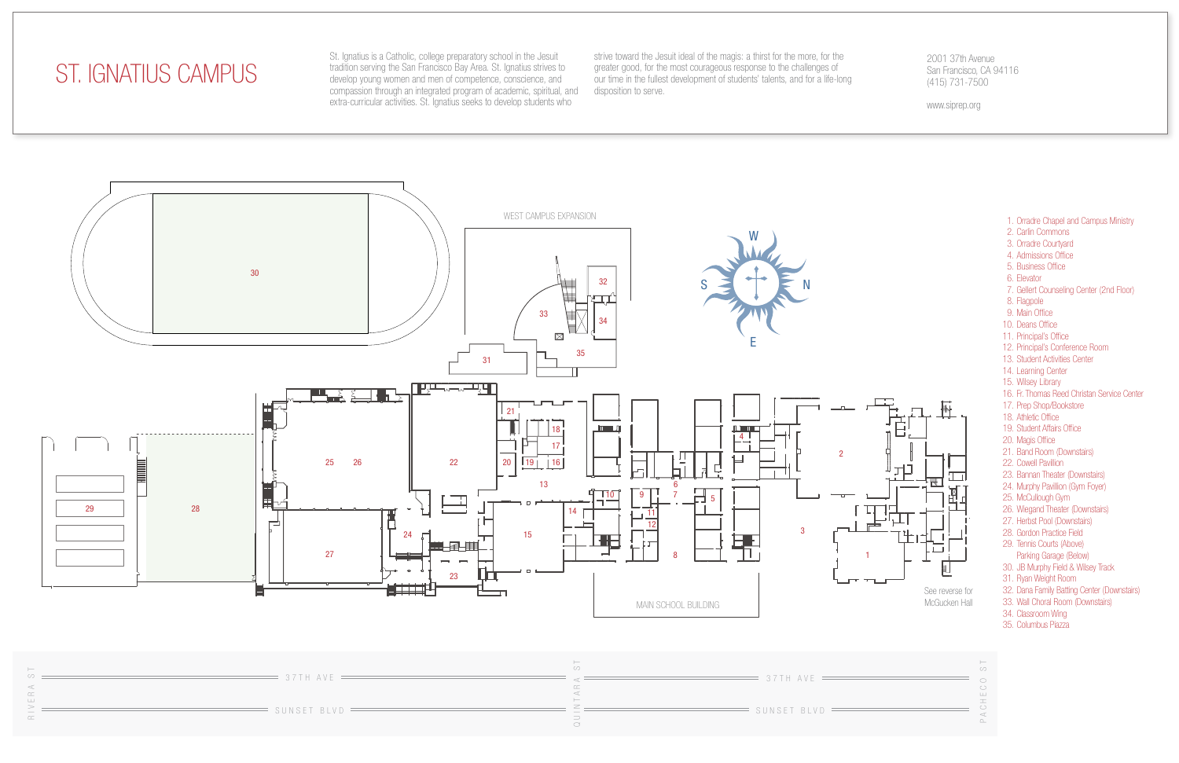# ST. IGNATIUS CAMPUS

St. Ignatius is a Catholic, college preparatory school in the Jesuit tradition serving the San Francisco Bay Area. St. Ignatius strives to develop young women and men of competence, conscience, and compassion through an integrated program of academic, spiritual, and extra-curricular activities. St. Ignatius seeks to develop students who strive toward the Jesuit ideal of the magis: a thirst for the more, for the greater good, for the most courageous response to the challenges of our time in the fullest development of students' talents, and for a life-long disposition to serve.

2001 37th Avenue
San Francisco, CA 94116
(415) 731-7500

www.siprep.org

WEST CAMPUS EXPANSION

MAIN SCHOOL BUILDING

See reverse for McGucken Hall

W S N E

37TH AVE
SUNSET BLVD
RIVERA ST
QUINTARA ST
PACHECO ST

1. Orradre Chapel and Campus Ministry
2. Carlin Commons
3. Orradre Courtyard
4. Admissions Office
5. Business Office
6. Elevator
7. Gellert Counseling Center (2nd Floor)
8. Flagpole
9. Main Office
10. Deans Office
11. Principal's Office
12. Principal's Conference Room
13. Student Activities Center
14. Learning Center
15. Wilsey Library
16. Fr. Thomas Reed Christan Service Center
17. Prep Shop/Bookstore
18. Athletic Office
19. Student Affairs Office
20. Magis Office
21. Band Room (Downstairs)
22. Cowell Pavilion
23. Bannan Theater (Downstairs)
24. Murphy Pavilion (Gym Foyer)
25. McCullough Gym
26. Wiegand Theater (Downstairs)
27. Herbst Pool (Downstairs)
28. Gordon Practice Field
29. Tennis Courts (Above)
    Parking Garage (Below)
30. JB Murphy Field & Wilsey Track
31. Ryan Weight Room
32. Dana Family Batting Center (Downstairs)
33. Wall Choral Room (Downstairs)
34. Classroom Wing
35. Columbus Piazza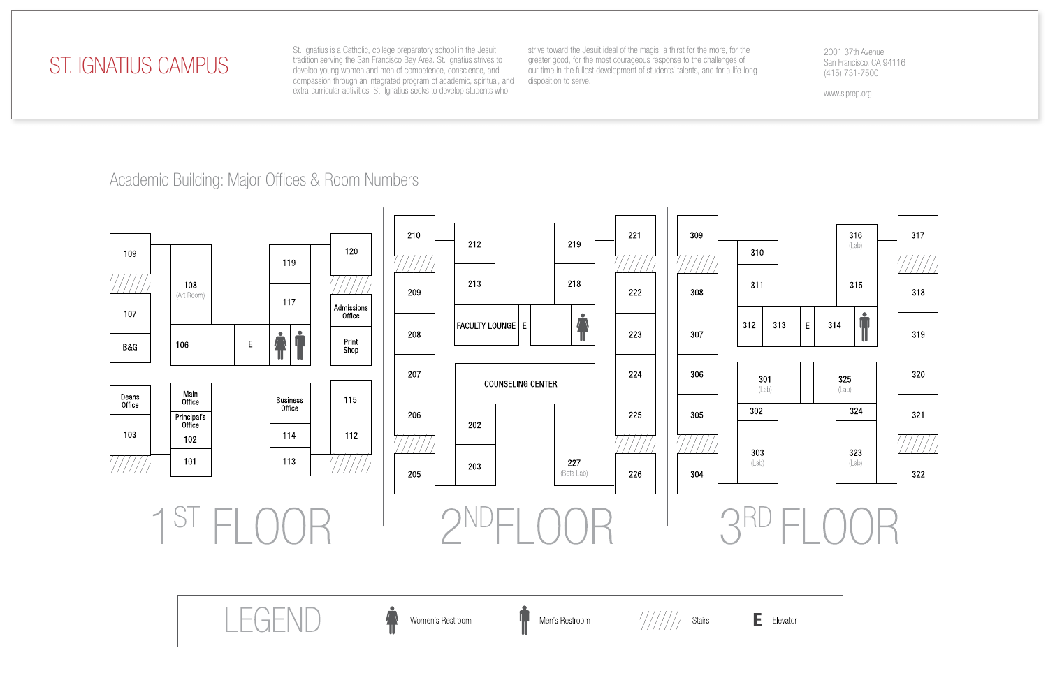# ST. IGNATIUS CAMPUS

St. Ignatius is a Catholic, college preparatory school in the Jesuit tradition serving the San Francisco Bay Area. St. Ignatius strives to develop young women and men of competence, conscience, and compassion through an integrated program of academic, spiritual, and extra-curricular activities. St. Ignatius seeks to develop students who strive toward the Jesuit ideal of the magis: a thirst for the more, for the greater good, for the most courageous response to the challenges of our time in the fullest development of students' talents, and for a life-long disposition to serve.

2001 37th Avenue
San Francisco, CA 94116
(415) 731-7500

www.siprep.org

## Academic Building: Major Offices & Room Numbers

### 1ST FLOOR

109
107
B&G
108 (Art Room)
106
E
119
117
120
Admissions Office
Print Shop
Deans Office
103
Main Office
Principal's Office
102
101
Business Office
114
113
115
112

### 2ND FLOOR

210
209
208
207
206
205
212
213
FACULTY LOUNGE
E
219
218
221
222
223
224
225
226
COUNSELING CENTER
202
203
227 (Beta Lab)

### 3RD FLOOR

309
308
307
306
305
304
310
311
312
313
E
314
316 (Lab)
315
317
318
319
320
321
322
301 (Lab)
325 (Lab)
302
324
303 (Lab)
323 (Lab)

## LEGEND

Women's Restroom
Men's Restroom
Stairs
E Elevator